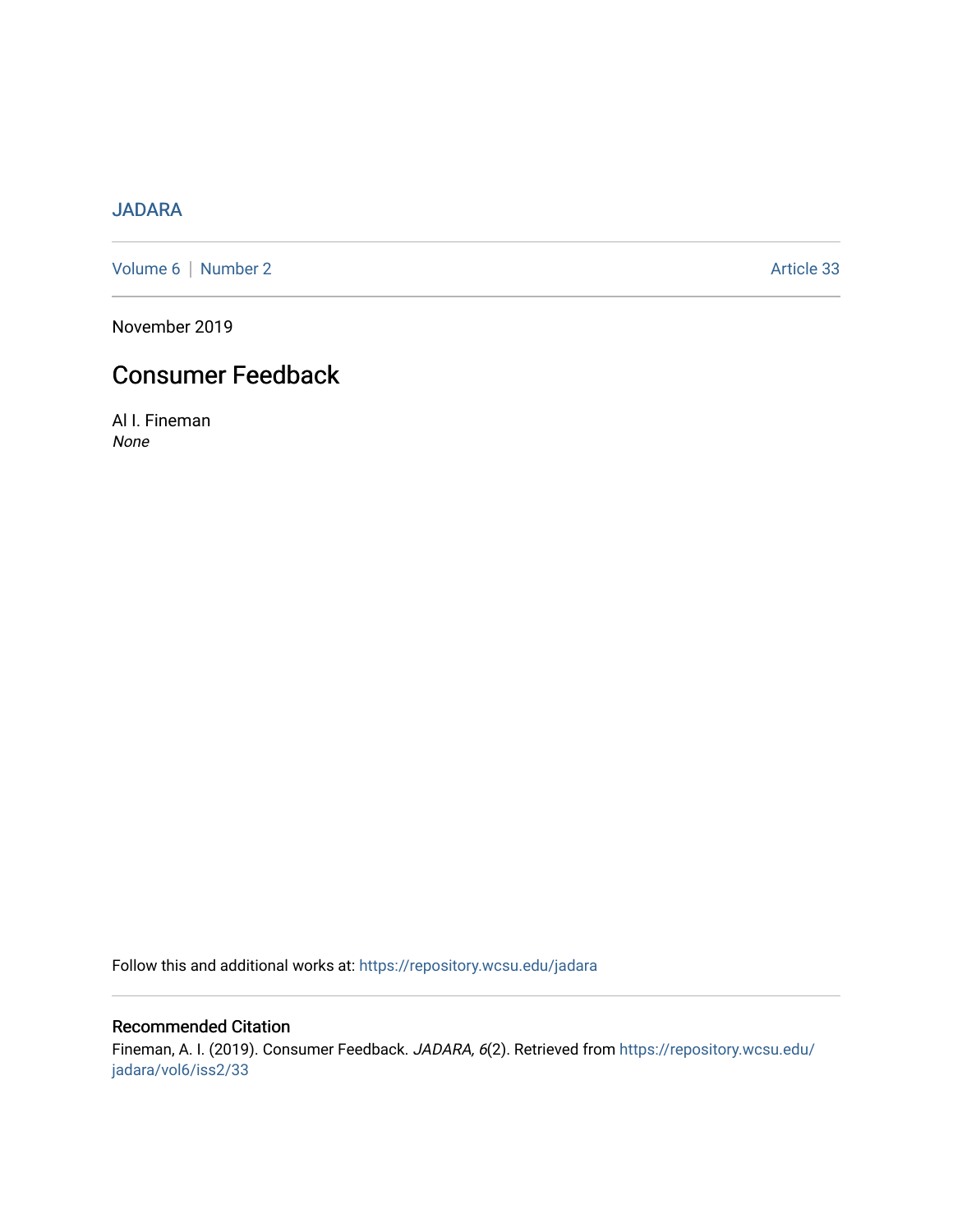JADARA

Volume 6 | Number 2 Article 33

November 2019

# Consumer Feedback

Al I. Fineman
*None*

Follow this and additional works at: https://repository.wcsu.edu/jadara

## Recommended Citation

Fineman, A. I. (2019). Consumer Feedback. *JADARA, 6*(2). Retrieved from https://repository.wcsu.edu/jadara/vol6/iss2/33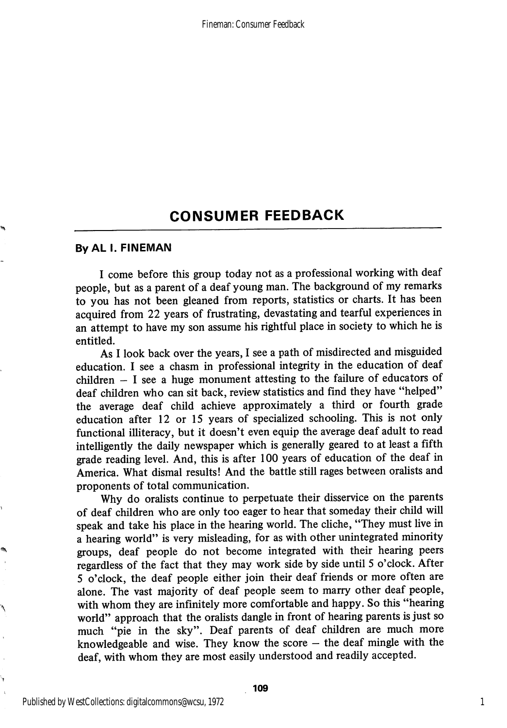## CONSUMER FEEDBACK

**By AL I. FINEMAN**

I come before this group today not as a professional working with deaf people, but as a parent of a deaf young man. The background of my remarks to you has not been gleaned from reports, statistics or charts. It has been acquired from 22 years of frustrating, devastating and tearful experiences in an attempt to have my son assume his rightful place in society to which he is entitled.

As I look back over the years, I see a path of misdirected and misguided education. I see a chasm in professional integrity in the education of deaf children – I see a huge monument attesting to the failure of educators of deaf children who can sit back, review statistics and find they have "helped" the average deaf child achieve approximately a third or fourth grade education after 12 or 15 years of specialized schooling. This is not only functional illiteracy, but it doesn't even equip the average deaf adult to read intelligently the daily newspaper which is generally geared to at least a fifth grade reading level. And, this is after 100 years of education of the deaf in America. What dismal results! And the battle still rages between oralists and proponents of total communication.

Why do oralists continue to perpetuate their disservice on the parents of deaf children who are only too eager to hear that someday their child will speak and take his place in the hearing world. The cliche, "They must live in a hearing world" is very misleading, for as with other unintegrated minority groups, deaf people do not become integrated with their hearing peers regardless of the fact that they may work side by side until 5 o'clock. After 5 o'clock, the deaf people either join their deaf friends or more often are alone. The vast majority of deaf people seem to marry other deaf people, with whom they are infinitely more comfortable and happy. So this "hearing world" approach that the oralists dangle in front of hearing parents is just so much "pie in the sky". Deaf parents of deaf children are much more knowledgeable and wise. They know the score – the deaf mingle with the deaf, with whom they are most easily understood and readily accepted.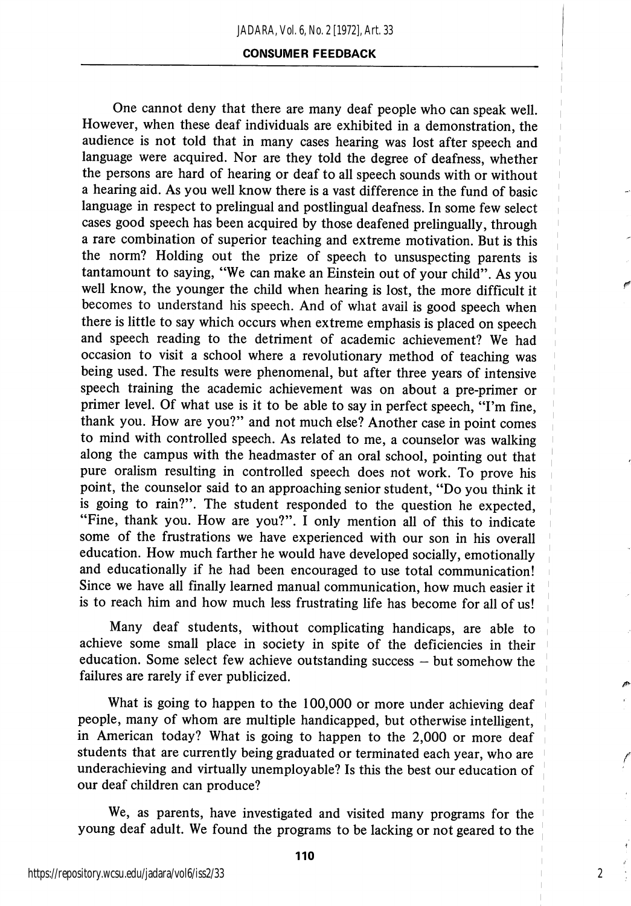One cannot deny that there are many deaf people who can speak well. However, when these deaf individuals are exhibited in a demonstration, the audience is not told that in many cases hearing was lost after speech and language were acquired. Nor are they told the degree of deafness, whether the persons are hard of hearing or deaf to all speech sounds with or without a hearing aid. As you well know there is a vast difference in the fund of basic language in respect to prelingual and postlingual deafness. In some few select cases good speech has been acquired by those deafened prelingually, through a rare combination of superior teaching and extreme motivation. But is this the norm? Holding out the prize of speech to unsuspecting parents is tantamount to saying, "We can make an Einstein out of your child". As you well know, the younger the child when hearing is lost, the more difficult it becomes to understand his speech. And of what avail is good speech when there is little to say which occurs when extreme emphasis is placed on speech and speech reading to the detriment of academic achievement? We had occasion to visit a school where a revolutionary method of teaching was being used. The results were phenomenal, but after three years of intensive speech training the academic achievement was on about a pre-primer or primer level. Of what use is it to be able to say in perfect speech, "I'm fine, thank you. How are you?" and not much else? Another case in point comes to mind with controlled speech. As related to me, a counselor was walking along the campus with the headmaster of an oral school, pointing out that pure oralism resulting in controlled speech does not work. To prove his point, the counselor said to an approaching senior student, "Do you think it is going to rain?". The student responded to the question he expected, "Fine, thank you. How are you?". I only mention all of this to indicate some of the frustrations we have experienced with our son in his overall education. How much farther he would have developed socially, emotionally and educationally if he had been encouraged to use total communication! Since we have all finally learned manual communication, how much easier it is to reach him and how much less frustrating life has become for all of us!

Many deaf students, without complicating handicaps, are able to achieve some small place in society in spite of the deficiencies in their education. Some select few achieve outstanding success – but somehow the failures are rarely if ever publicized.

What is going to happen to the 100,000 or more under achieving deaf people, many of whom are multiple handicapped, but otherwise intelligent, in American today? What is going to happen to the 2,000 or more deaf students that are currently being graduated or terminated each year, who are underachieving and virtually unemployable? Is this the best our education of our deaf children can produce?

We, as parents, have investigated and visited many programs for the young deaf adult. We found the programs to be lacking or not geared to the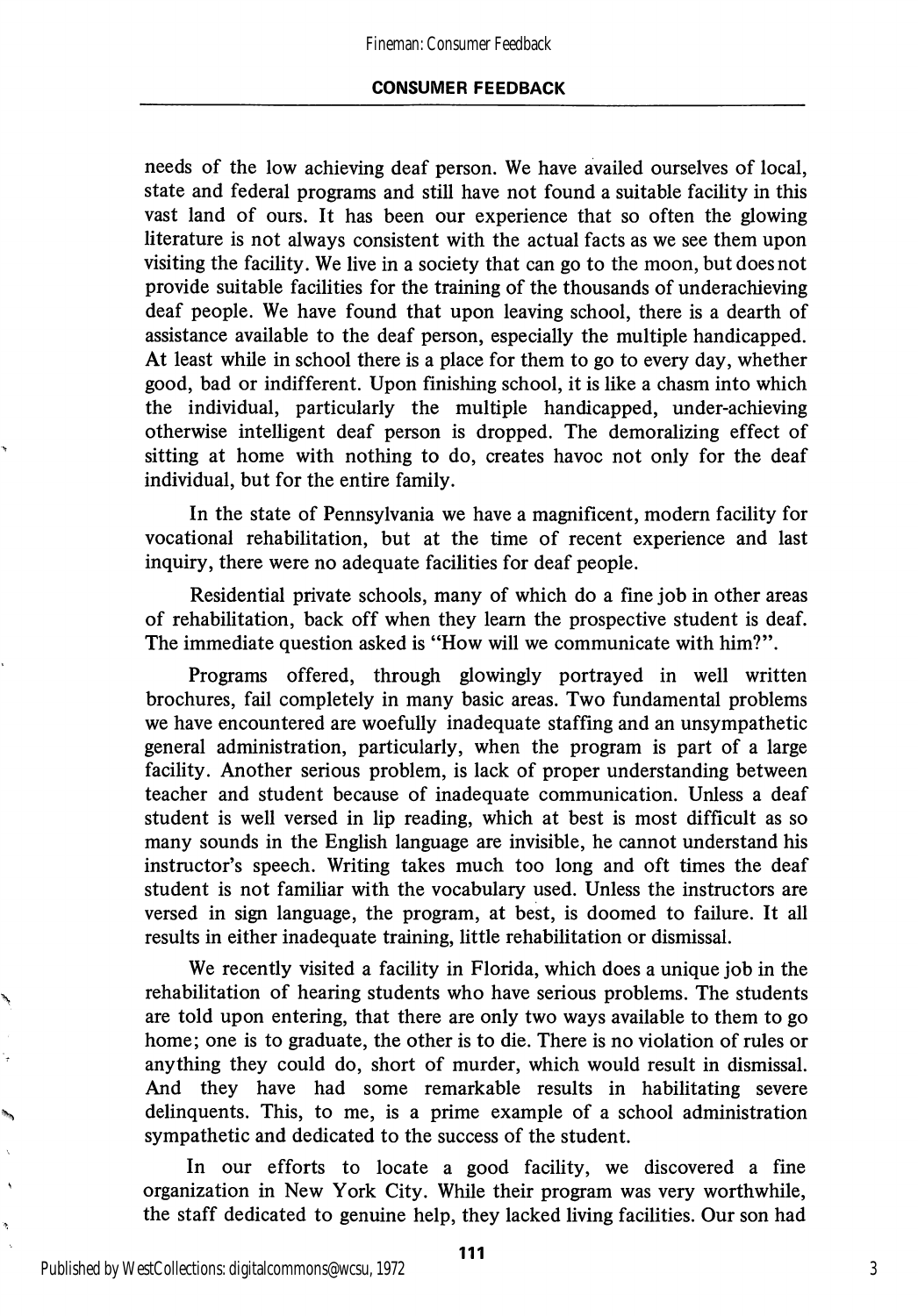needs of the low achieving deaf person. We have availed ourselves of local, state and federal programs and still have not found a suitable facility in this vast land of ours. It has been our experience that so often the glowing literature is not always consistent with the actual facts as we see them upon visiting the facility. We live in a society that can go to the moon, but does not provide suitable facilities for the training of the thousands of underachieving deaf people. We have found that upon leaving school, there is a dearth of assistance available to the deaf person, especially the multiple handicapped. At least while in school there is a place for them to go to every day, whether good, bad or indifferent. Upon finishing school, it is like a chasm into which the individual, particularly the multiple handicapped, under-achieving otherwise intelligent deaf person is dropped. The demoralizing effect of sitting at home with nothing to do, creates havoc not only for the deaf individual, but for the entire family.

In the state of Pennsylvania we have a magnificent, modern facility for vocational rehabilitation, but at the time of recent experience and last inquiry, there were no adequate facilities for deaf people.

Residential private schools, many of which do a fine job in other areas of rehabilitation, back off when they learn the prospective student is deaf. The immediate question asked is "How will we communicate with him?".

Programs offered, through glowingly portrayed in well written brochures, fail completely in many basic areas. Two fundamental problems we have encountered are woefully inadequate staffing and an unsympathetic general administration, particularly, when the program is part of a large facility. Another serious problem, is lack of proper understanding between teacher and student because of inadequate communication. Unless a deaf student is well versed in lip reading, which at best is most difficult as so many sounds in the English language are invisible, he cannot understand his instructor's speech. Writing takes much too long and oft times the deaf student is not familiar with the vocabulary used. Unless the instructors are versed in sign language, the program, at best, is doomed to failure. It all results in either inadequate training, little rehabilitation or dismissal.

We recently visited a facility in Florida, which does a unique job in the rehabilitation of hearing students who have serious problems. The students are told upon entering, that there are only two ways available to them to go home; one is to graduate, the other is to die. There is no violation of rules or anything they could do, short of murder, which would result in dismissal. And they have had some remarkable results in habilitating severe delinquents. This, to me, is a prime example of a school administration sympathetic and dedicated to the success of the student.

In our efforts to locate a good facility, we discovered a fine organization in New York City. While their program was very worthwhile, the staff dedicated to genuine help, they lacked living facilities. Our son had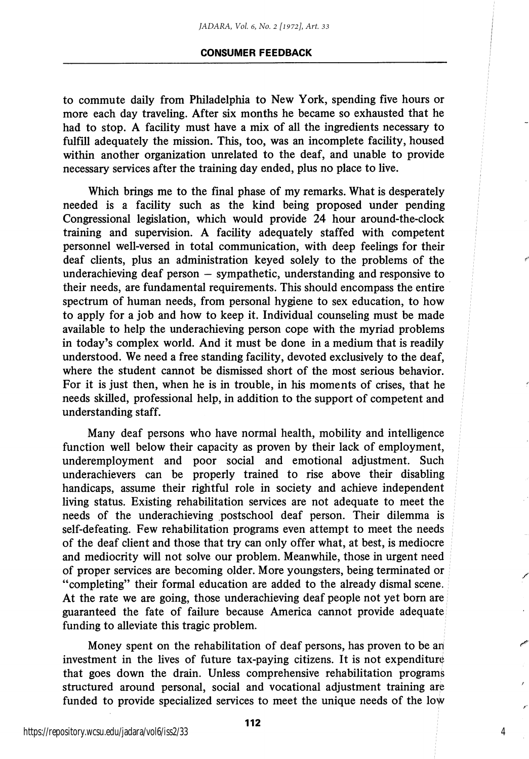to commute daily from Philadelphia to New York, spending five hours or more each day traveling. After six months he became so exhausted that he had to stop. A facility must have a mix of all the ingredients necessary to fulfill adequately the mission. This, too, was an incomplete facility, housed within another organization unrelated to the deaf, and unable to provide necessary services after the training day ended, plus no place to live.

Which brings me to the final phase of my remarks. What is desperately needed is a facility such as the kind being proposed under pending Congressional legislation, which would provide 24 hour around-the-clock training and supervision. A facility adequately staffed with competent personnel well-versed in total communication, with deep feelings for their deaf clients, plus an administration keyed solely to the problems of the underachieving deaf person – sympathetic, understanding and responsive to their needs, are fundamental requirements. This should encompass the entire spectrum of human needs, from personal hygiene to sex education, to how to apply for a job and how to keep it. Individual counseling must be made available to help the underachieving person cope with the myriad problems in today's complex world. And it must be done in a medium that is readily understood. We need a free standing facility, devoted exclusively to the deaf, where the student cannot be dismissed short of the most serious behavior. For it is just then, when he is in trouble, in his moments of crises, that he needs skilled, professional help, in addition to the support of competent and understanding staff.

Many deaf persons who have normal health, mobility and intelligence function well below their capacity as proven by their lack of employment, underemployment and poor social and emotional adjustment. Such underachievers can be properly trained to rise above their disabling handicaps, assume their rightful role in society and achieve independent living status. Existing rehabilitation services are not adequate to meet the needs of the underachieving postschool deaf person. Their dilemma is self-defeating. Few rehabilitation programs even attempt to meet the needs of the deaf client and those that try can only offer what, at best, is mediocre and mediocrity will not solve our problem. Meanwhile, those in urgent need of proper services are becoming older. More youngsters, being terminated or "completing" their formal education are added to the already dismal scene. At the rate we are going, those underachieving deaf people not yet born are guaranteed the fate of failure because America cannot provide adequate funding to alleviate this tragic problem.

Money spent on the rehabilitation of deaf persons, has proven to be an investment in the lives of future tax-paying citizens. It is not expenditure that goes down the drain. Unless comprehensive rehabilitation programs structured around personal, social and vocational adjustment training are funded to provide specialized services to meet the unique needs of the low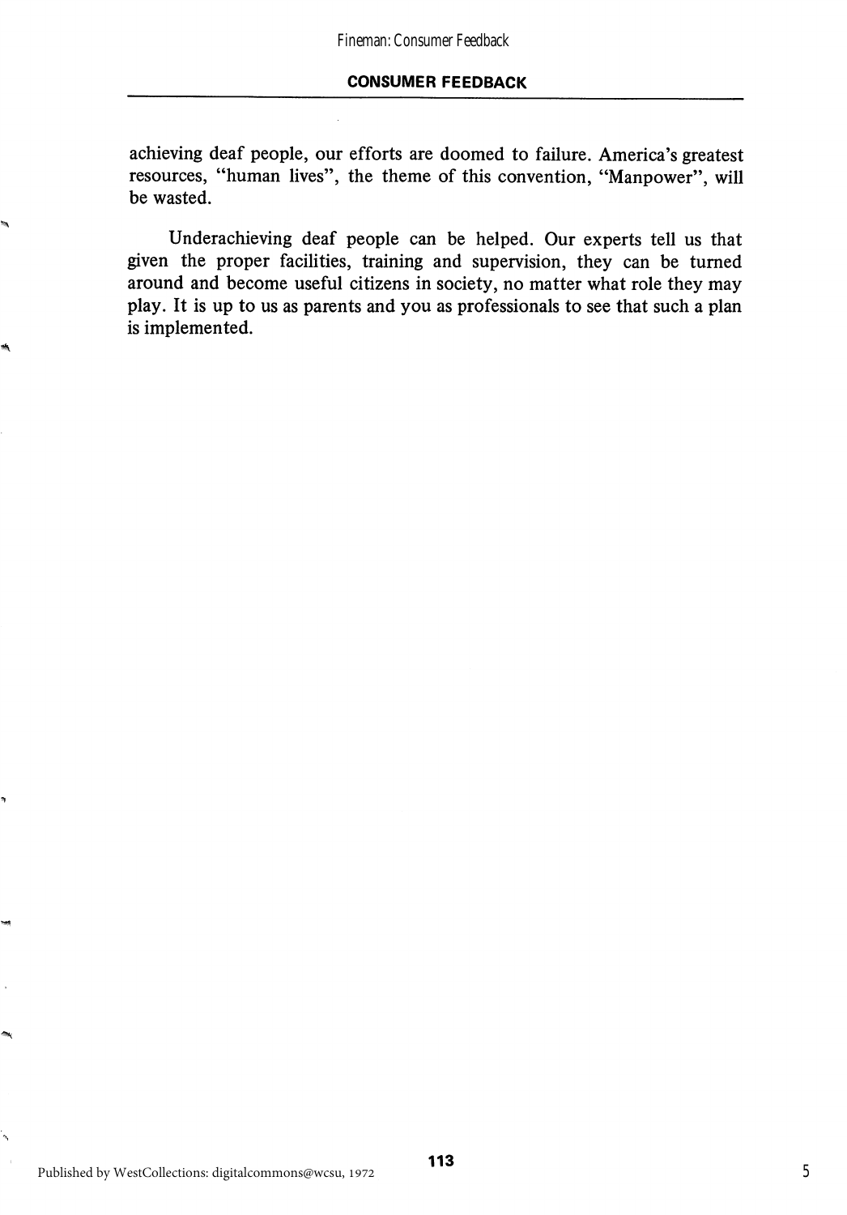achieving deaf people, our efforts are doomed to failure. America's greatest resources, "human lives", the theme of this convention, "Manpower", will be wasted.

Underachieving deaf people can be helped. Our experts tell us that given the proper facilities, training and supervision, they can be turned around and become useful citizens in society, no matter what role they may play. It is up to us as parents and you as professionals to see that such a plan is implemented.